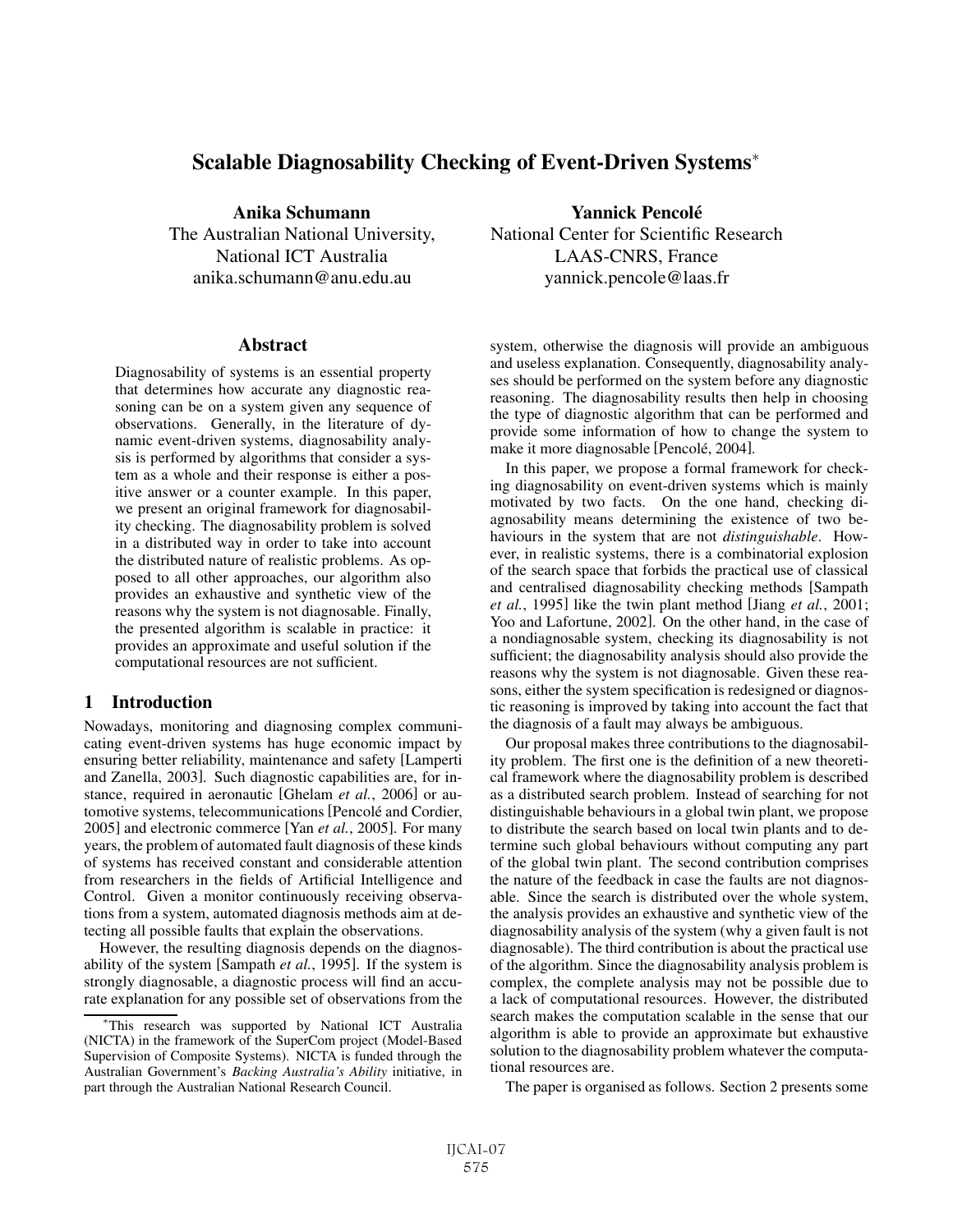# Scalable Diagnosability Checking of Event-Driven Systems*

**Anika Schumann**
The Australian National University,
National ICT Australia
anika.schumann@anu.edu.au

**Yannick Pencolé**
National Center for Scientific Research
LAAS-CNRS, France
yannick.pencole@laas.fr

## Abstract

Diagnosability of systems is an essential property that determines how accurate any diagnostic reasoning can be on a system given any sequence of observations. Generally, in the literature of dynamic event-driven systems, diagnosability analysis is performed by algorithms that consider a system as a whole and their response is either a positive answer or a counter example. In this paper, we present an original framework for diagnosability checking. The diagnosability problem is solved in a distributed way in order to take into account the distributed nature of realistic problems. As opposed to all other approaches, our algorithm also provides an exhaustive and synthetic view of the reasons why the system is not diagnosable. Finally, the presented algorithm is scalable in practice: it provides an approximate and useful solution if the computational resources are not sufficient.

## 1 Introduction

Nowadays, monitoring and diagnosing complex communicating event-driven systems has huge economic impact by ensuring better reliability, maintenance and safety [Lamperti and Zanella, 2003]. Such diagnostic capabilities are, for instance, required in aeronautic [Ghelam *et al.*, 2006] or automotive systems, telecommunications [Pencolé and Cordier, 2005] and electronic commerce [Yan *et al.*, 2005]. For many years, the problem of automated fault diagnosis of these kinds of systems has received constant and considerable attention from researchers in the fields of Artificial Intelligence and Control. Given a monitor continuously receiving observations from a system, automated diagnosis methods aim at detecting all possible faults that explain the observations.

However, the resulting diagnosis depends on the diagnosability of the system [Sampath *et al.*, 1995]. If the system is strongly diagnosable, a diagnostic process will find an accurate explanation for any possible set of observations from the system, otherwise the diagnosis will provide an ambiguous and useless explanation. Consequently, diagnosability analyses should be performed on the system before any diagnostic reasoning. The diagnosability results then help in choosing the type of diagnostic algorithm that can be performed and provide some information of how to change the system to make it more diagnosable [Pencolé, 2004].

In this paper, we propose a formal framework for checking diagnosability on event-driven systems which is mainly motivated by two facts. On the one hand, checking diagnosability means determining the existence of two behaviours in the system that are not *distinguishable*. However, in realistic systems, there is a combinatorial explosion of the search space that forbids the practical use of classical and centralised diagnosability checking methods [Sampath *et al.*, 1995] like the twin plant method [Jiang *et al.*, 2001; Yoo and Lafortune, 2002]. On the other hand, in the case of a nondiagnosable system, checking its diagnosability is not sufficient; the diagnosability analysis should also provide the reasons why the system is not diagnosable. Given these reasons, either the system specification is redesigned or diagnostic reasoning is improved by taking into account the fact that the diagnosis of a fault may always be ambiguous.

Our proposal makes three contributions to the diagnosability problem. The first one is the definition of a new theoretical framework where the diagnosability problem is described as a distributed search problem. Instead of searching for not distinguishable behaviours in a global twin plant, we propose to distribute the search based on local twin plants and to determine such global behaviours without computing any part of the global twin plant. The second contribution comprises the nature of the feedback in case the faults are not diagnosable. Since the search is distributed over the whole system, the analysis provides an exhaustive and synthetic view of the diagnosability analysis of the system (why a given fault is not diagnosable). The third contribution is about the practical use of the algorithm. Since the diagnosability analysis problem is complex, the complete analysis may not be possible due to a lack of computational resources. However, the distributed search makes the computation scalable in the sense that our algorithm is able to provide an approximate but exhaustive solution to the diagnosability problem whatever the computational resources are.

The paper is organised as follows. Section 2 presents some

*This research was supported by National ICT Australia (NICTA) in the framework of the SuperCom project (Model-Based Supervision of Composite Systems). NICTA is funded through the Australian Government's *Backing Australia's Ability* initiative, in part through the Australian National Research Council.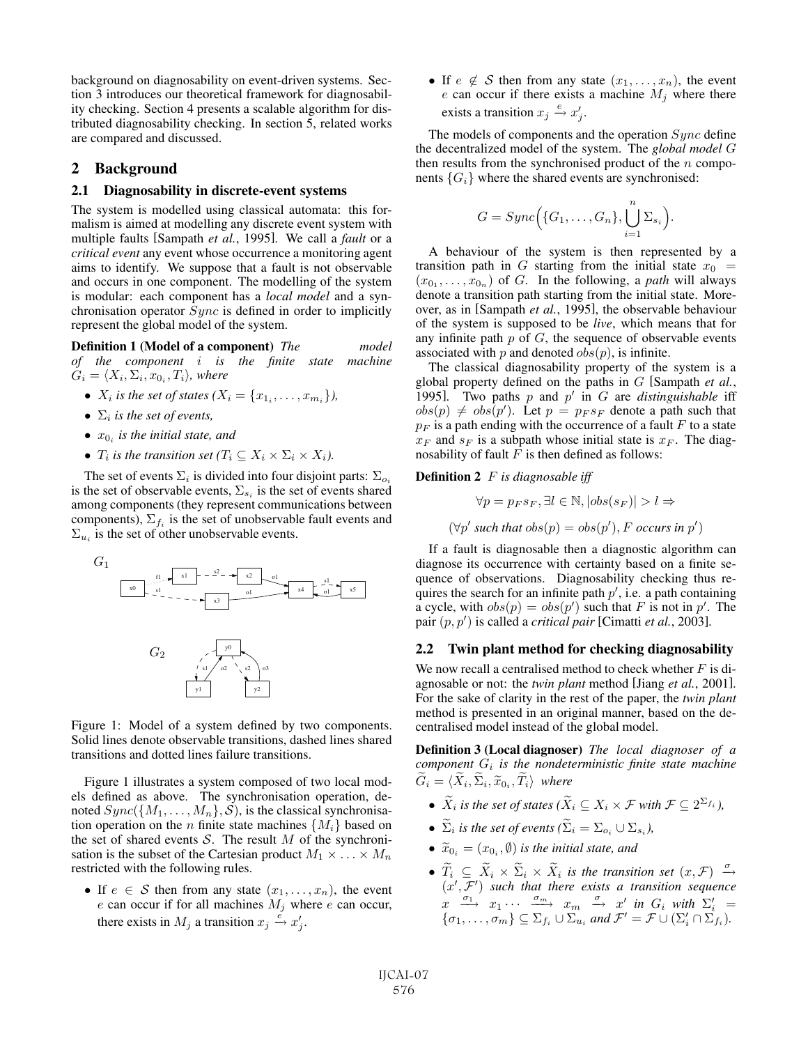background on diagnosability on event-driven systems. Section 3 introduces our theoretical framework for diagnosability checking. Section 4 presents a scalable algorithm for distributed diagnosability checking. In section 5, related works are compared and discussed.

## 2 Background

### 2.1 Diagnosability in discrete-event systems

The system is modelled using classical automata: this formalism is aimed at modelling any discrete event system with multiple faults [Sampath *et al.*, 1995]. We call a *fault* or a *critical event* any event whose occurrence a monitoring agent aims to identify. We suppose that a fault is not observable and occurs in one component. The modelling of the system is modular: each component has a *local model* and a synchronisation operator $Sync$ is defined in order to implicitly represent the global model of the system.

**Definition 1 (Model of a component)** *The model of the component $i$ is the finite state machine $G_i = \langle X_i, \Sigma_i, x_{0_i}, T_i \rangle$, where*

- *$X_i$ is the set of states ($X_i = \{x_{1_i}, \ldots, x_{m_i}\}$),*
- *$\Sigma_i$ is the set of events,*
- *$x_{0_i}$ is the initial state, and*
- *$T_i$ is the transition set ($T_i \subseteq X_i \times \Sigma_i \times X_i$).*

The set of events $\Sigma_i$ is divided into four disjoint parts: $\Sigma_{o_i}$ is the set of observable events, $\Sigma_{s_i}$ is the set of events shared among components (they represent communications between components), $\Sigma_{f_i}$ is the set of unobservable fault events and $\Sigma_{u_i}$ is the set of other unobservable events.

Figure 1: Model of a system defined by two components. Solid lines denote observable transitions, dashed lines shared transitions and dotted lines failure transitions.

Figure 1 illustrates a system composed of two local models defined as above. The synchronisation operation, denoted $Sync(\{M_1, \ldots, M_n\}, \mathcal{S})$, is the classical synchronisation operation on the $n$ finite state machines $\{M_i\}$ based on the set of shared events $\mathcal{S}$. The result $M$ of the synchronisation is the subset of the Cartesian product $M_1 \times \ldots \times M_n$ restricted with the following rules.

- If $e \in \mathcal{S}$ then from any state $(x_1, \ldots, x_n)$, the event $e$ can occur if for all machines $M_j$ where $e$ can occur, there exists in $M_j$ a transition $x_j \xrightarrow{e} x'_j$.
- If $e \notin \mathcal{S}$ then from any state $(x_1, \ldots, x_n)$, the event $e$ can occur if there exists a machine $M_j$ where there exists a transition $x_j \xrightarrow{e} x'_j$.

The models of components and the operation $Sync$ define the decentralized model of the system. The *global model* $G$ then results from the synchronised product of the $n$ components $\{G_i\}$ where the shared events are synchronised:

$$G = Sync\Big(\{G_1, \ldots, G_n\}, \bigcup_{i=1}^{n} \Sigma_{s_i}\Big).$$

A behaviour of the system is then represented by a transition path in $G$ starting from the initial state $x_0 = (x_{0_1}, \ldots, x_{0_n})$ of $G$. In the following, a *path* will always denote a transition path starting from the initial state. Moreover, as in [Sampath *et al.*, 1995], the observable behaviour of the system is supposed to be *live*, which means that for any infinite path $p$ of $G$, the sequence of observable events associated with $p$ and denoted $obs(p)$, is infinite.

The classical diagnosability property of the system is a global property defined on the paths in $G$ [Sampath *et al.*, 1995]. Two paths $p$ and $p'$ in $G$ are *distinguishable* iff $obs(p) \neq obs(p')$. Let $p = p_F s_F$ denote a path such that $p_F$ is a path ending with the occurrence of a fault $F$ to a state $x_F$ and $s_F$ is a subpath whose initial state is $x_F$. The diagnosability of fault $F$ is then defined as follows:

**Definition 2** *$F$ is diagnosable iff*

$$\forall p = p_F s_F, \exists l \in \mathbb{N}, |obs(s_F)| > l \Rightarrow$$

$$(\forall p' \text{ such that } obs(p) = obs(p'), F \text{ occurs in } p')$$

If a fault is diagnosable then a diagnostic algorithm can diagnose its occurrence with certainty based on a finite sequence of observations. Diagnosability checking thus requires the search for an infinite path $p'$, i.e. a path containing a cycle, with $obs(p) = obs(p')$ such that $F$ is not in $p'$. The pair $(p, p')$ is called a *critical pair* [Cimatti *et al.*, 2003].

### 2.2 Twin plant method for checking diagnosability

We now recall a centralised method to check whether $F$ is diagnosable or not: the *twin plant* method [Jiang *et al.*, 2001]. For the sake of clarity in the rest of the paper, the *twin plant* method is presented in an original manner, based on the decentralised model instead of the global model.

**Definition 3 (Local diagnoser)** *The local diagnoser of a component $G_i$ is the nondeterministic finite state machine $\widetilde{G}_i = \langle \widetilde{X}_i, \widetilde{\Sigma}_i, \widetilde{x}_{0_i}, \widetilde{T}_i \rangle$ where*

- *$\widetilde{X}_i$ is the set of states ($\widetilde{X}_i \subseteq X_i \times \mathcal{F}$ with $\mathcal{F} \subseteq 2^{\Sigma_{f_i}}$),*
- *$\widetilde{\Sigma}_i$ is the set of events ($\widetilde{\Sigma}_i = \Sigma_{o_i} \cup \Sigma_{s_i}$),*
- *$\widetilde{x}_{0_i} = (x_{0_i}, \emptyset)$ is the initial state, and*
- *$\widetilde{T}_i \subseteq \widetilde{X}_i \times \widetilde{\Sigma}_i \times \widetilde{X}_i$ is the transition set $(x, \mathcal{F}) \xrightarrow{\sigma} (x', \mathcal{F}')$ such that there exists a transition sequence $x \xrightarrow{\sigma_1} x_1 \cdots \xrightarrow{\sigma_m} x_m \xrightarrow{\sigma} x'$ in $G_i$ with $\Sigma'_i = \{\sigma_1, \ldots, \sigma_m\} \subseteq \Sigma_{f_i} \cup \Sigma_{u_i}$ and $\mathcal{F}' = \mathcal{F} \cup (\Sigma'_i \cap \Sigma_{f_i})$.*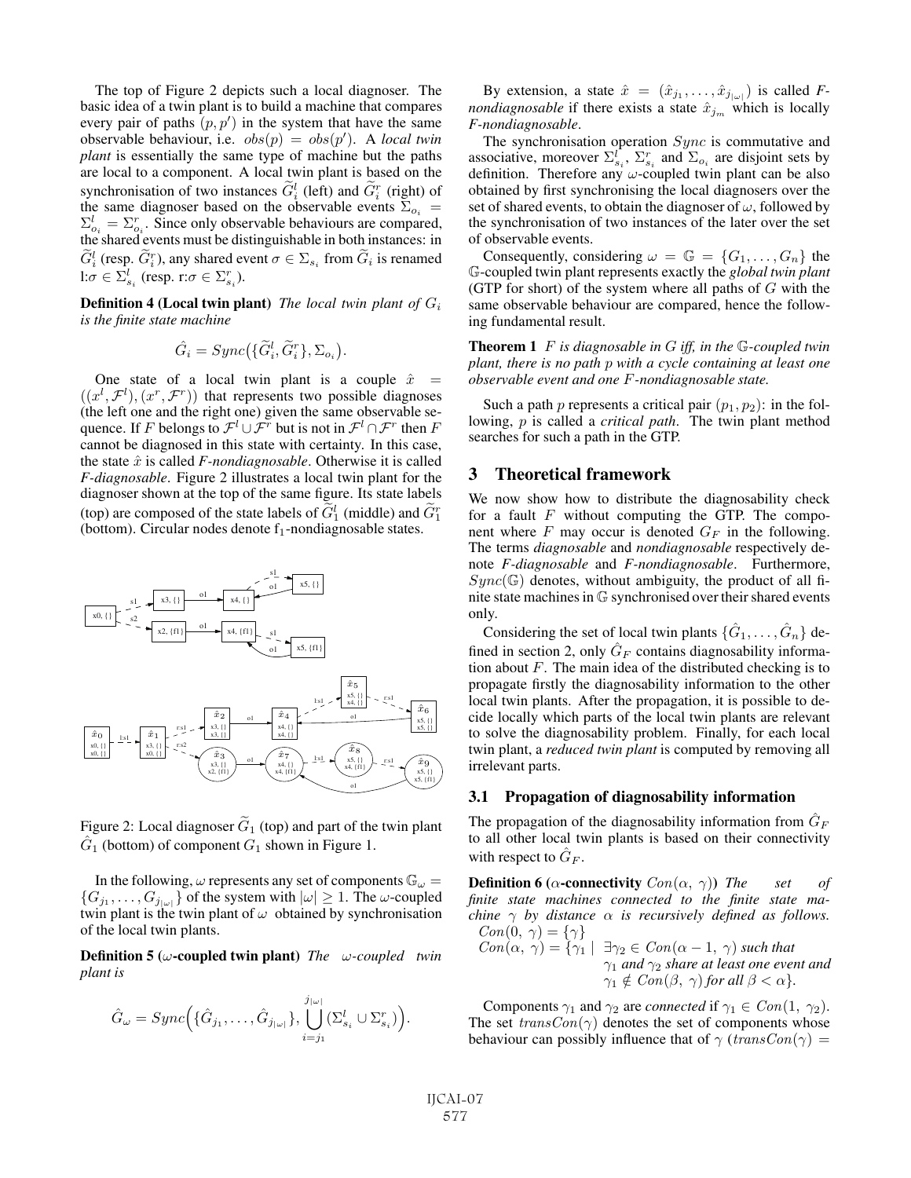The top of Figure 2 depicts such a local diagnoser. The basic idea of a twin plant is to build a machine that compares every pair of paths $(p, p')$ in the system that have the same observable behaviour, i.e. $obs(p) = obs(p')$. A *local twin plant* is essentially the same type of machine but the paths are local to a component. A local twin plant is based on the synchronisation of two instances $\widetilde{G}_i^l$ (left) and $\widetilde{G}_i^r$ (right) of the same diagnoser based on the observable events $\Sigma_{o_i} = \Sigma_{o_i}^l = \Sigma_{o_i}^r$. Since only observable behaviours are compared, the shared events must be distinguishable in both instances: in $\widetilde{G}_i^l$ (resp. $\widetilde{G}_i^r$), any shared event $\sigma \in \Sigma_{s_i}$ from $\widetilde{G}_i$ is renamed l:$\sigma \in \Sigma_{s_i}^l$ (resp. r:$\sigma \in \Sigma_{s_i}^r$).

**Definition 4 (Local twin plant)** *The local twin plant of $G_i$ is the finite state machine*

$$\hat{G}_i = Sync\big(\{\widetilde{G}_i^l, \widetilde{G}_i^r\}, \Sigma_{o_i}\big).$$

One state of a local twin plant is a couple $\hat{x} = ((x^l, \mathcal{F}^l), (x^r, \mathcal{F}^r))$ that represents two possible diagnoses (the left one and the right one) given the same observable sequence. If $F$ belongs to $\mathcal{F}^l \cup \mathcal{F}^r$ but is not in $\mathcal{F}^l \cap \mathcal{F}^r$ then $F$ cannot be diagnosed in this state with certainty. In this case, the state $\hat{x}$ is called *F-nondiagnosable*. Otherwise it is called *F-diagnosable*. Figure 2 illustrates a local twin plant for the diagnoser shown at the top of the same figure. Its state labels (top) are composed of the state labels of $\widetilde{G}_1^l$ (middle) and $\widetilde{G}_1^r$ (bottom). Circular nodes denote $f_1$-nondiagnosable states.

Figure 2: Local diagnoser $\widetilde{G}_1$ (top) and part of the twin plant $\hat{G}_1$ (bottom) of component $G_1$ shown in Figure 1.

In the following, $\omega$ represents any set of components $\mathbb{G}_\omega = \{G_{j_1}, \ldots, G_{j_{|\omega|}}\}$ of the system with $|\omega| \geq 1$. The $\omega$-coupled twin plant is the twin plant of $\omega$ obtained by synchronisation of the local twin plants.

**Definition 5 ($\omega$-coupled twin plant)** *The $\omega$-coupled twin plant is*

$$\hat{G}_\omega = Sync\Big(\{\hat{G}_{j_1}, \ldots, \hat{G}_{j_{|\omega|}}\}, \bigcup_{i=j_1}^{j_{|\omega|}} (\Sigma_{s_i}^l \cup \Sigma_{s_i}^r)\Big).$$

By extension, a state $\hat{x} = (\hat{x}_{j_1}, \ldots, \hat{x}_{j_{|\omega|}})$ is called *F-nondiagnosable* if there exists a state $\hat{x}_{j_m}$ which is locally *F-nondiagnosable*.

The synchronisation operation $Sync$ is commutative and associative, moreover $\Sigma_{s_i}^l$, $\Sigma_{s_i}^r$ and $\Sigma_{o_i}$ are disjoint sets by definition. Therefore any $\omega$-coupled twin plant can be also obtained by first synchronising the local diagnosers over the set of shared events, to obtain the diagnoser of $\omega$, followed by the synchronisation of two instances of the later over the set of observable events.

Consequently, considering $\omega = \mathbb{G} = \{G_1, \ldots, G_n\}$ the $\mathbb{G}$-coupled twin plant represents exactly the *global twin plant* (GTP for short) of the system where all paths of $G$ with the same observable behaviour are compared, hence the following fundamental result.

**Theorem 1** *$F$ is diagnosable in $G$ iff, in the $\mathbb{G}$-coupled twin plant, there is no path $p$ with a cycle containing at least one observable event and one $F$-nondiagnosable state.*

Such a path $p$ represents a critical pair $(p_1, p_2)$: in the following, $p$ is called a *critical path*. The twin plant method searches for such a path in the GTP.

## 3 Theoretical framework

We now show how to distribute the diagnosability check for a fault $F$ without computing the GTP. The component where $F$ may occur is denoted $G_F$ in the following. The terms *diagnosable* and *nondiagnosable* respectively denote *F-diagnosable* and *F-nondiagnosable*. Furthermore, $Sync(\mathbb{G})$ denotes, without ambiguity, the product of all finite state machines in $\mathbb{G}$ synchronised over their shared events only.

Considering the set of local twin plants $\{\hat{G}_1, \ldots, \hat{G}_n\}$ defined in section 2, only $\hat{G}_F$ contains diagnosability information about $F$. The main idea of the distributed checking is to propagate firstly the diagnosability information to the other local twin plants. After the propagation, it is possible to decide locally which parts of the local twin plants are relevant to solve the diagnosability problem. Finally, for each local twin plant, a *reduced twin plant* is computed by removing all irrelevant parts.

### 3.1 Propagation of diagnosability information

The propagation of the diagnosability information from $\hat{G}_F$ to all other local twin plants is based on their connectivity with respect to $\hat{G}_F$.

**Definition 6 ($\alpha$-connectivity $Con(\alpha, \gamma)$)** *The set of finite state machines connected to the finite state machine $\gamma$ by distance $\alpha$ is recursively defined as follows.*

$Con(0, \gamma) = \{\gamma\}$

$Con(\alpha, \gamma) = \{\gamma_1 \mid \exists \gamma_2 \in Con(\alpha - 1, \gamma)$ *such that* $\gamma_1$ *and* $\gamma_2$ *share at least one event and* $\gamma_1 \notin Con(\beta, \gamma)$ *for all* $\beta < \alpha\}$.

Components $\gamma_1$ and $\gamma_2$ are *connected* if $\gamma_1 \in Con(1, \gamma_2)$. The set $transCon(\gamma)$ denotes the set of components whose behaviour can possibly influence that of $\gamma$ ($transCon(\gamma) =$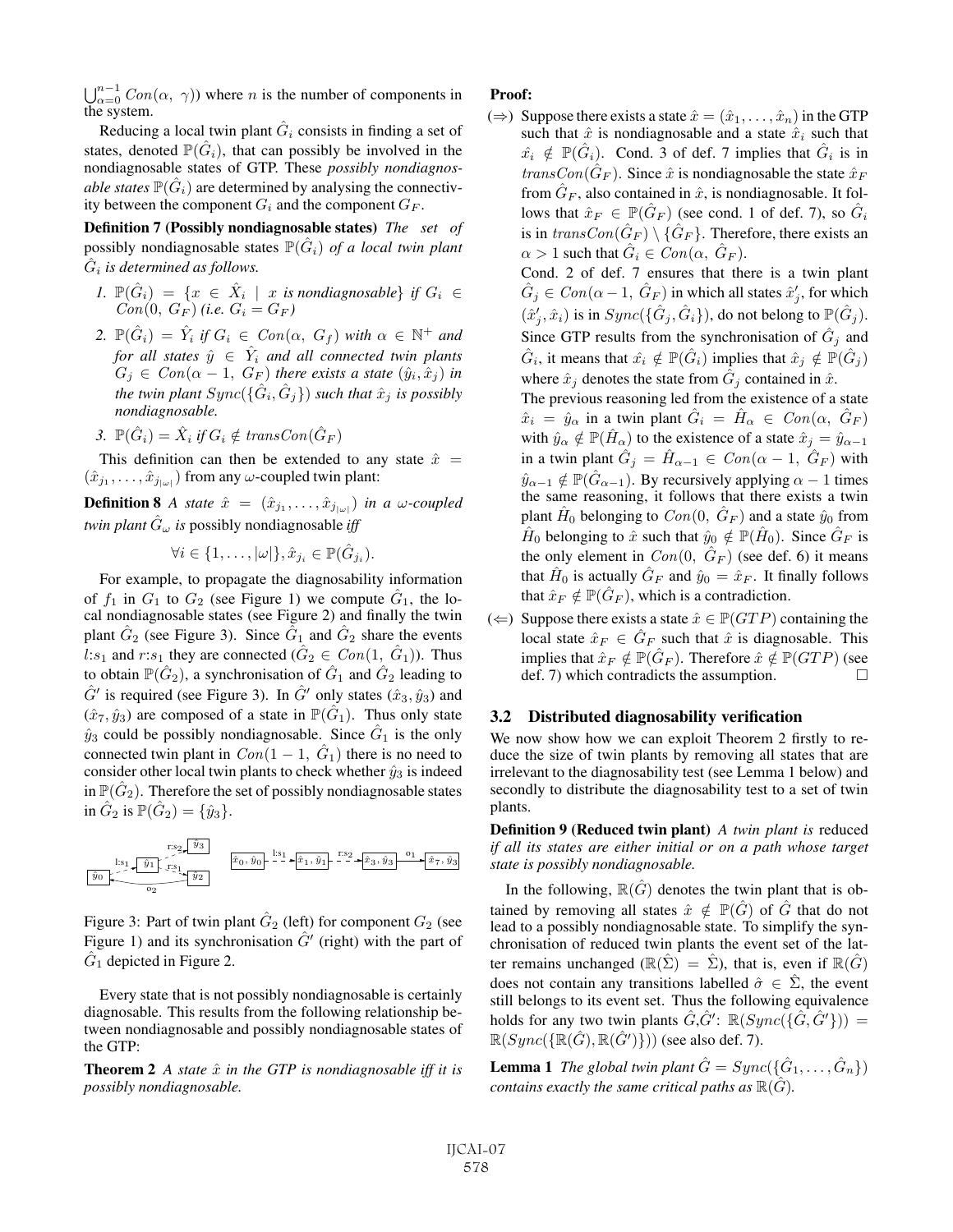$\bigcup_{\alpha=0}^{n-1} Con(\alpha,\ \gamma)$) where $n$ is the number of components in the system.

Reducing a local twin plant $\hat{G}_i$ consists in finding a set of states, denoted $\mathbb{P}(\hat{G}_i)$, that can possibly be involved in the nondiagnosable states of GTP. These *possibly nondiagnosable states* $\mathbb{P}(\hat{G}_i)$ are determined by analysing the connectivity between the component $G_i$ and the component $G_F$.

**Definition 7 (Possibly nondiagnosable states)** *The set of* possibly nondiagnosable states $\mathbb{P}(\hat{G}_i)$ *of a local twin plant* $\hat{G}_i$ *is determined as follows.*

1. $\mathbb{P}(\hat{G}_i) = \{x \in \hat{X}_i \mid x \text{ is nondiagnosable}\}$ *if* $G_i \in Con(0,\ G_F)$ *(i.e.* $G_i = G_F$*)*
2. $\mathbb{P}(\hat{G}_i) = \hat{Y}_i$ *if* $G_i \in Con(\alpha,\ G_f)$ *with* $\alpha \in \mathbb{N}^+$ *and for all states* $\hat{y} \in \hat{Y}_i$ *and all connected twin plants* $G_j \in Con(\alpha - 1,\ G_F)$ *there exists a state* $(\hat{y}_i, \hat{x}_j)$ *in the twin plant* $Sync(\{\hat{G}_i, \hat{G}_j\})$ *such that* $\hat{x}_j$ *is possibly nondiagnosable.*
3. $\mathbb{P}(\hat{G}_i) = \hat{X}_i$ *if* $G_i \notin transCon(\hat{G}_F)$

This definition can then be extended to any state $\hat{x} = (\hat{x}_{j_1}, \ldots, \hat{x}_{j_{|\omega|}})$ from any $\omega$-coupled twin plant:

**Definition 8** *A state* $\hat{x} = (\hat{x}_{j_1}, \ldots, \hat{x}_{j_{|\omega|}})$ *in a* $\omega$*-coupled twin plant* $\hat{G}_\omega$ *is* possibly nondiagnosable *iff*

$$\forall i \in \{1, \ldots, |\omega|\}, \hat{x}_{j_i} \in \mathbb{P}(\hat{G}_{j_i}).$$

For example, to propagate the diagnosability information of $f_1$ in $G_1$ to $G_2$ (see Figure 1) we compute $\hat{G}_1$, the local nondiagnosable states (see Figure 2) and finally the twin plant $\hat{G}_2$ (see Figure 3). Since $\hat{G}_1$ and $\hat{G}_2$ share the events $l{:}s_1$ and $r{:}s_1$ they are connected ($\hat{G}_2 \in Con(1,\ \hat{G}_1)$). Thus to obtain $\mathbb{P}(\hat{G}_2)$, a synchronisation of $\hat{G}_1$ and $\hat{G}_2$ leading to $\hat{G}'$ is required (see Figure 3). In $\hat{G}'$ only states $(\hat{x}_3, \hat{y}_3)$ and $(\hat{x}_7, \hat{y}_3)$ are composed of a state in $\mathbb{P}(\hat{G}_1)$. Thus only state $\hat{y}_3$ could be possibly nondiagnosable. Since $\hat{G}_1$ is the only connected twin plant in $Con(1-1,\ \hat{G}_1)$ there is no need to consider other local twin plants to check whether $\hat{y}_3$ is indeed in $\mathbb{P}(\hat{G}_2)$. Therefore the set of possibly nondiagnosable states in $\hat{G}_2$ is $\mathbb{P}(\hat{G}_2) = \{\hat{y}_3\}$.

Figure 3: Part of twin plant $\hat{G}_2$ (left) for component $G_2$ (see Figure 1) and its synchronisation $\hat{G}'$ (right) with the part of $\hat{G}_1$ depicted in Figure 2.

Every state that is not possibly nondiagnosable is certainly diagnosable. This results from the following relationship between nondiagnosable and possibly nondiagnosable states of the GTP:

**Theorem 2** *A state* $\hat{x}$ *in the GTP is nondiagnosable iff it is possibly nondiagnosable.*

**Proof:**

($\Rightarrow$) Suppose there exists a state $\hat{x} = (\hat{x}_1, \ldots, \hat{x}_n)$ in the GTP such that $\hat{x}$ is nondiagnosable and a state $\hat{x}_i$ such that $\hat{x}_i \notin \mathbb{P}(\hat{G}_i)$. Cond. 3 of def. 7 implies that $\hat{G}_i$ is in $transCon(\hat{G}_F)$. Since $\hat{x}$ is nondiagnosable the state $\hat{x}_F$ from $\hat{G}_F$, also contained in $\hat{x}$, is nondiagnosable. It follows that $\hat{x}_F \in \mathbb{P}(\hat{G}_F)$ (see cond. 1 of def. 7), so $\hat{G}_i$ is in $transCon(\hat{G}_F) \setminus \{\hat{G}_F\}$. Therefore, there exists an $\alpha > 1$ such that $\hat{G}_i \in Con(\alpha,\ \hat{G}_F)$.

Cond. 2 of def. 7 ensures that there is a twin plant $\hat{G}_j \in Con(\alpha - 1,\ \hat{G}_F)$ in which all states $\hat{x}'_j$, for which $(\hat{x}'_j, \hat{x}_i)$ is in $Sync(\{\hat{G}_j, \hat{G}_i\})$, do not belong to $\mathbb{P}(\hat{G}_j)$. Since GTP results from the synchronisation of $\hat{G}_j$ and $\hat{G}_i$, it means that $\hat{x}_i \notin \mathbb{P}(\hat{G}_i)$ implies that $\hat{x}_j \notin \mathbb{P}(\hat{G}_j)$ where $\hat{x}_j$ denotes the state from $\hat{G}_j$ contained in $\hat{x}$.

The previous reasoning led from the existence of a state $\hat{x}_i = \hat{y}_\alpha$ in a twin plant $\hat{G}_i = \hat{H}_\alpha \in Con(\alpha,\ \hat{G}_F)$ with $\hat{y}_\alpha \notin \mathbb{P}(\hat{H}_\alpha)$ to the existence of a state $\hat{x}_j = \hat{y}_{\alpha-1}$ in a twin plant $\hat{G}_j = \hat{H}_{\alpha-1} \in Con(\alpha - 1,\ \hat{G}_F)$ with $\hat{y}_{\alpha-1} \notin \mathbb{P}(\hat{G}_{\alpha-1})$. By recursively applying $\alpha - 1$ times the same reasoning, it follows that there exists a twin plant $\hat{H}_0$ belonging to $Con(0,\ \hat{G}_F)$ and a state $\hat{y}_0$ from $\hat{H}_0$ belonging to $\hat{x}$ such that $\hat{y}_0 \notin \mathbb{P}(\hat{H}_0)$. Since $\hat{G}_F$ is the only element in $Con(0,\ \hat{G}_F)$ (see def. 6) it means that $\hat{H}_0$ is actually $\hat{G}_F$ and $\hat{y}_0 = \hat{x}_F$. It finally follows that $\hat{x}_F \notin \mathbb{P}(\hat{G}_F)$, which is a contradiction.

($\Leftarrow$) Suppose there exists a state $\hat{x} \in \mathbb{P}(GTP)$ containing the local state $\hat{x}_F \in \hat{G}_F$ such that $\hat{x}$ is diagnosable. This implies that $\hat{x}_F \notin \mathbb{P}(\hat{G}_F)$. Therefore $\hat{x} \notin \mathbb{P}(GTP)$ (see def. 7) which contradicts the assumption. □

## 3.2 Distributed diagnosability verification

We now show how we can exploit Theorem 2 firstly to reduce the size of twin plants by removing all states that are irrelevant to the diagnosability test (see Lemma 1 below) and secondly to distribute the diagnosability test to a set of twin plants.

**Definition 9 (Reduced twin plant)** *A twin plant is* reduced *if all its states are either initial or on a path whose target state is possibly nondiagnosable.*

In the following, $\mathbb{R}(\hat{G})$ denotes the twin plant that is obtained by removing all states $\hat{x} \notin \mathbb{P}(\hat{G})$ of $\hat{G}$ that do not lead to a possibly nondiagnosable state. To simplify the synchronisation of reduced twin plants the event set of the latter remains unchanged ($\mathbb{R}(\hat{\Sigma}) = \hat{\Sigma}$), that is, even if $\mathbb{R}(\hat{G})$ does not contain any transitions labelled $\hat{\sigma} \in \hat{\Sigma}$, the event still belongs to its event set. Thus the following equivalence holds for any two twin plants $\hat{G}$,$\hat{G}'$: $\mathbb{R}(Sync(\{\hat{G}, \hat{G}'\})) = \mathbb{R}(Sync(\{\mathbb{R}(\hat{G}), \mathbb{R}(\hat{G}')\}))$ (see also def. 7).

**Lemma 1** *The global twin plant* $\hat{G} = Sync(\{\hat{G}_1, \ldots, \hat{G}_n\})$ *contains exactly the same critical paths as* $\mathbb{R}(\hat{G})$*.*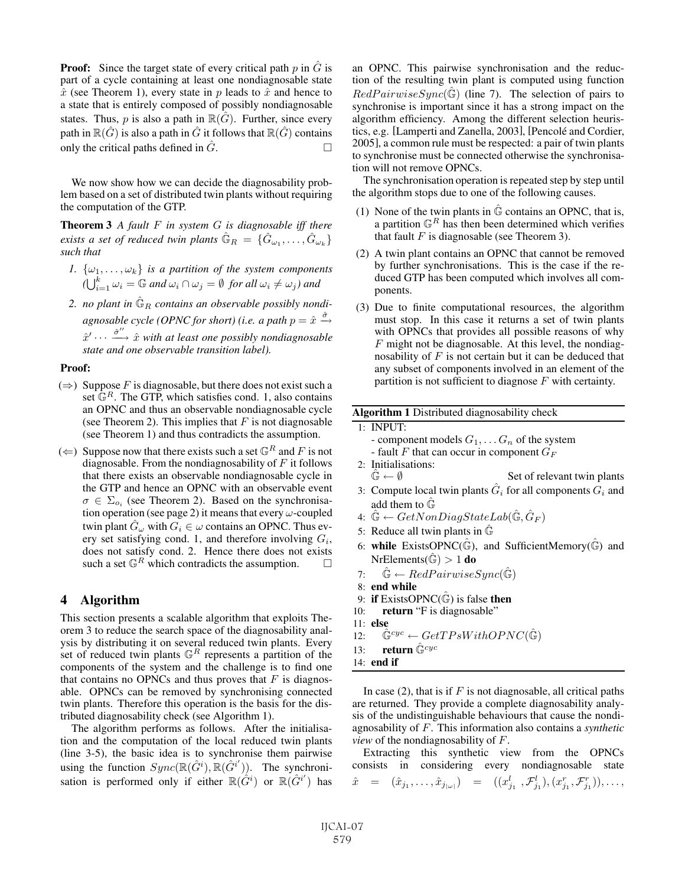**Proof:** Since the target state of every critical path $p$ in $\hat{G}$ is part of a cycle containing at least one nondiagnosable state $\hat{x}$ (see Theorem 1), every state in $p$ leads to $\hat{x}$ and hence to a state that is entirely composed of possibly nondiagnosable states. Thus, $p$ is also a path in $\mathbb{R}(\hat{G})$. Further, since every path in $\mathbb{R}(\hat{G})$ is also a path in $\hat{G}$ it follows that $\mathbb{R}(\hat{G})$ contains only the critical paths defined in $\hat{G}$. □

We now show how we can decide the diagnosability problem based on a set of distributed twin plants without requiring the computation of the GTP.

**Theorem 3** *A fault $F$ in system $G$ is diagnosable iff there exists a set of reduced twin plants $\hat{\mathbb{G}}_R = \{\hat{G}_{\omega_1}, \ldots, \hat{G}_{\omega_k}\}$ such that*

1. *$\{\omega_1, \ldots, \omega_k\}$ is a partition of the system components ($\bigcup_{i=1}^{k} \omega_i = \mathbb{G}$ and $\omega_i \cap \omega_j = \emptyset$ for all $\omega_i \neq \omega_j$) and*
2. *no plant in $\hat{\mathbb{G}}_R$ contains an observable possibly nondiagnosable cycle (OPNC for short) (i.e. a path $p = \hat{x} \xrightarrow{\hat{\sigma}} \hat{x}' \cdots \xrightarrow{\hat{\sigma}''} \hat{x}$ with at least one possibly nondiagnosable state and one observable transition label).*

**Proof:**

- ($\Rightarrow$) Suppose $F$ is diagnosable, but there does not exist such a set $\mathbb{G}^R$. The GTP, which satisfies cond. 1, also contains an OPNC and thus an observable nondiagnosable cycle (see Theorem 2). This implies that $F$ is not diagnosable (see Theorem 1) and thus contradicts the assumption.
- ($\Leftarrow$) Suppose now that there exists such a set $\mathbb{G}^R$ and $F$ is not diagnosable. From the nondiagnosability of $F$ it follows that there exists an observable nondiagnosable cycle in the GTP and hence an OPNC with an observable event $\sigma \in \Sigma_{o_i}$ (see Theorem 2). Based on the synchronisation operation (see page 2) it means that every $\omega$-coupled twin plant $\hat{G}_\omega$ with $G_i \in \omega$ contains an OPNC. Thus every set satisfying cond. 1, and therefore involving $G_i$, does not satisfy cond. 2. Hence there does not exist such a set $\mathbb{G}^R$ which contradicts the assumption. □

## 4 Algorithm

This section presents a scalable algorithm that exploits Theorem 3 to reduce the search space of the diagnosability analysis by distributing it on several reduced twin plants. Every set of reduced twin plants $\mathbb{G}^R$ represents a partition of the components of the system and the challenge is to find one that contains no OPNCs and thus proves that $F$ is diagnosable. OPNCs can be removed by synchronising connected twin plants. Therefore this operation is the basis for the distributed diagnosability check (see Algorithm 1).

The algorithm performs as follows. After the initialisation and the computation of the local reduced twin plants (line 3-5), the basic idea is to synchronise them pairwise using the function $Sync(\mathbb{R}(\hat{G}^i), \mathbb{R}(\hat{G}^{i'}))$. The synchronisation is performed only if either $\mathbb{R}(\hat{G}^i)$ or $\mathbb{R}(\hat{G}^{i'})$ has an OPNC. This pairwise synchronisation and the reduction of the resulting twin plant is computed using function $RedPairwiseSync(\hat{\mathbb{G}})$ (line 7). The selection of pairs to synchronise is important since it has a strong impact on the algorithm efficiency. Among the different selection heuristics, e.g. [Lamperti and Zanella, 2003], [Pencolé and Cordier, 2005], a common rule must be respected: a pair of twin plants to synchronise must be connected otherwise the synchronisation will not remove OPNCs.

The synchronisation operation is repeated step by step until the algorithm stops due to one of the following causes.

1. None of the twin plants in $\hat{\mathbb{G}}$ contains an OPNC, that is, a partition $\mathbb{G}^R$ has then been determined which verifies that fault $F$ is diagnosable (see Theorem 3).
2. A twin plant contains an OPNC that cannot be removed by further synchronisations. This is the case if the reduced GTP has been computed which involves all components.
3. Due to finite computational resources, the algorithm must stop. In this case it returns a set of twin plants with OPNCs that provides all possible reasons of why $F$ might not be diagnosable. At this level, the nondiagnosability of $F$ is not certain but it can be deduced that any subset of components involved in an element of the partition is not sufficient to diagnose $F$ with certainty.

**Algorithm 1** Distributed diagnosability check

```
 1: INPUT:
    - component models G_1, ... G_n of the system
    - fault F that can occur in component G_F
 2: Initialisations:
    Ĝ ← ∅                         Set of relevant twin plants
 3: Compute local twin plants Ĝ_i for all components G_i and
    add them to Ĝ
 4: Ĝ ← GetNonDiagStateLab(Ĝ, Ĝ_F)
 5: Reduce all twin plants in Ĝ
 6: while ExistsOPNC(Ĝ), and SufficientMemory(Ĝ) and
    NrElements(Ĝ) > 1 do
 7:    Ĝ ← RedPairwiseSync(Ĝ)
 8: end while
 9: if ExistsOPNC(Ĝ) is false then
10:    return "F is diagnosable"
11: else
12:    Ĝ^cyc ← GetTPsWithOPNC(Ĝ)
13:    return Ĝ^cyc
14: end if
```

In case (2), that is if $F$ is not diagnosable, all critical paths are returned. They provide a complete diagnosability analysis of the undistinguishable behaviours that cause the nondiagnosability of $F$. This information also contains a *synthetic view* of the nondiagnosability of $F$.

Extracting this synthetic view from the OPNCs consists in considering every nondiagnosable state $\hat{x} = (\hat{x}_{j_1}, \ldots, \hat{x}_{j_{|\omega|}}) = ((x^l_{j_1}, \mathcal{F}^l_{j_1}), (x^r_{j_1}, \mathcal{F}^r_{j_1})), \ldots,$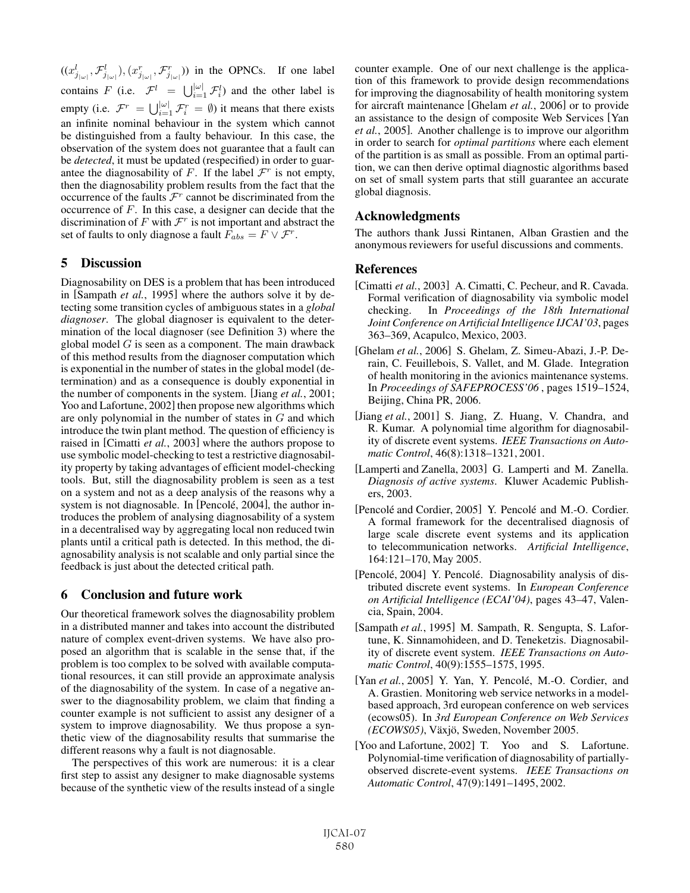$((x^l_{j_{|\omega|}}, \mathcal{F}^l_{j_{|\omega|}}), (x^r_{j_{|\omega|}}, \mathcal{F}^r_{j_{|\omega|}}))$ in the OPNCs. If one label contains $F$ (i.e. $\mathcal{F}^l = \bigcup_{i=1}^{|\omega|} \mathcal{F}^l_i$) and the other label is empty (i.e. $\mathcal{F}^r = \bigcup_{i=1}^{|\omega|} \mathcal{F}^r_i = \emptyset$) it means that there exists an infinite nominal behaviour in the system which cannot be distinguished from a faulty behaviour. In this case, the observation of the system does not guarantee that a fault can be *detected*, it must be updated (respecified) in order to guarantee the diagnosability of $F$. If the label $\mathcal{F}^r$ is not empty, then the diagnosability problem results from the fact that the occurrence of the faults $\mathcal{F}^r$ cannot be discriminated from the occurrence of $F$. In this case, a designer can decide that the discrimination of $F$ with $\mathcal{F}^r$ is not important and abstract the set of faults to only diagnose a fault $F_{abs} = F \vee \mathcal{F}^r$.

## 5 Discussion

Diagnosability on DES is a problem that has been introduced in [Sampath *et al.*, 1995] where the authors solve it by detecting some transition cycles of ambiguous states in a *global diagnoser*. The global diagnoser is equivalent to the determination of the local diagnoser (see Definition 3) where the global model $G$ is seen as a component. The main drawback of this method results from the diagnoser computation which is exponential in the number of states in the global model (determination) and as a consequence is doubly exponential in the number of components in the system. [Jiang *et al.*, 2001; Yoo and Lafortune, 2002] then propose new algorithms which are only polynomial in the number of states in $G$ and which introduce the twin plant method. The question of efficiency is raised in [Cimatti *et al.*, 2003] where the authors propose to use symbolic model-checking to test a restrictive diagnosability property by taking advantages of efficient model-checking tools. But, still the diagnosability problem is seen as a test on a system and not as a deep analysis of the reasons why a system is not diagnosable. In [Pencolé, 2004], the author introduces the problem of analysing diagnosability of a system in a decentralised way by aggregating local non reduced twin plants until a critical path is detected. In this method, the diagnosability analysis is not scalable and only partial since the feedback is just about the detected critical path.

## 6 Conclusion and future work

Our theoretical framework solves the diagnosability problem in a distributed manner and takes into account the distributed nature of complex event-driven systems. We have also proposed an algorithm that is scalable in the sense that, if the problem is too complex to be solved with available computational resources, it can still provide an approximate analysis of the diagnosability of the system. In case of a negative answer to the diagnosability problem, we claim that finding a counter example is not sufficient to assist any designer of a system to improve diagnosability. We thus propose a synthetic view of the diagnosability results that summarise the different reasons why a fault is not diagnosable.

The perspectives of this work are numerous: it is a clear first step to assist any designer to make diagnosable systems because of the synthetic view of the results instead of a single counter example. One of our next challenge is the application of this framework to provide design recommendations for improving the diagnosability of health monitoring system for aircraft maintenance [Ghelam *et al.*, 2006] or to provide an assistance to the design of composite Web Services [Yan *et al.*, 2005]. Another challenge is to improve our algorithm in order to search for *optimal partitions* where each element of the partition is as small as possible. From an optimal partition, we can then derive optimal diagnostic algorithms based on set of small system parts that still guarantee an accurate global diagnosis.

## Acknowledgments

The authors thank Jussi Rintanen, Alban Grastien and the anonymous reviewers for useful discussions and comments.

## References

[Cimatti *et al.*, 2003] A. Cimatti, C. Pecheur, and R. Cavada. Formal verification of diagnosability via symbolic model checking. In *Proceedings of the 18th International Joint Conference on Artificial Intelligence IJCAI'03*, pages 363–369, Acapulco, Mexico, 2003.

[Ghelam *et al.*, 2006] S. Ghelam, Z. Simeu-Abazi, J.-P. Derain, C. Feuillebois, S. Vallet, and M. Glade. Integration of health monitoring in the avionics maintenance systems. In *Proceedings of SAFEPROCESS'06* , pages 1519–1524, Beijing, China PR, 2006.

[Jiang *et al.*, 2001] S. Jiang, Z. Huang, V. Chandra, and R. Kumar. A polynomial time algorithm for diagnosability of discrete event systems. *IEEE Transactions on Automatic Control*, 46(8):1318–1321, 2001.

[Lamperti and Zanella, 2003] G. Lamperti and M. Zanella. *Diagnosis of active systems*. Kluwer Academic Publishers, 2003.

[Pencolé and Cordier, 2005] Y. Pencolé and M.-O. Cordier. A formal framework for the decentralised diagnosis of large scale discrete event systems and its application to telecommunication networks. *Artificial Intelligence*, 164:121–170, May 2005.

[Pencolé, 2004] Y. Pencolé. Diagnosability analysis of distributed discrete event systems. In *European Conference on Artificial Intelligence (ECAI'04)*, pages 43–47, Valencia, Spain, 2004.

[Sampath *et al.*, 1995] M. Sampath, R. Sengupta, S. Lafortune, K. Sinnamohideen, and D. Teneketzis. Diagnosability of discrete event system. *IEEE Transactions on Automatic Control*, 40(9):1555–1575, 1995.

[Yan *et al.*, 2005] Y. Yan, Y. Pencolé, M.-O. Cordier, and A. Grastien. Monitoring web service networks in a model-based approach, 3rd european conference on web services (ecows05). In *3rd European Conference on Web Services (ECOWS05)*, Växjö, Sweden, November 2005.

[Yoo and Lafortune, 2002] T. Yoo and S. Lafortune. Polynomial-time verification of diagnosability of partially-observed discrete-event systems. *IEEE Transactions on Automatic Control*, 47(9):1491–1495, 2002.